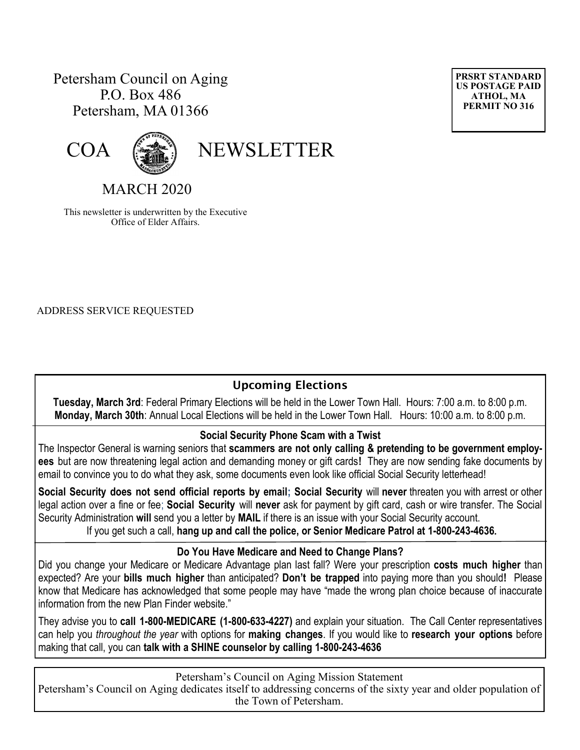Petersham Council on Aging
P.O. Box 486
Petersham, MA 01366

PRSRT STANDARD
US POSTAGE PAID
ATHOL, MA
PERMIT NO 316

# COA NEWSLETTER

## MARCH 2020

This newsletter is underwritten by the Executive Office of Elder Affairs.

ADDRESS SERVICE REQUESTED

### Upcoming Elections

**Tuesday, March 3rd**: Federal Primary Elections will be held in the Lower Town Hall. Hours: 7:00 a.m. to 8:00 p.m.
**Monday, March 30th**: Annual Local Elections will be held in the Lower Town Hall. Hours: 10:00 a.m. to 8:00 p.m.

### Social Security Phone Scam with a Twist

The Inspector General is warning seniors that **scammers are not only calling & pretending to be government employees** but are now threatening legal action and demanding money or gift cards**!** They are now sending fake documents by email to convince you to do what they ask, some documents even look like official Social Security letterhead!

**Social Security does not send official reports by email; Social Security** will **never** threaten you with arrest or other legal action over a fine or fee; **Social Security** will **never** ask for payment by gift card, cash or wire transfer. The Social Security Administration **will** send you a letter by **MAIL** if there is an issue with your Social Security account.

If you get such a call, **hang up and call the police, or Senior Medicare Patrol at 1-800-243-4636.**

### Do You Have Medicare and Need to Change Plans?

Did you change your Medicare or Medicare Advantage plan last fall? Were your prescription **costs much higher** than expected? Are your **bills much higher** than anticipated? **Don't be trapped** into paying more than you should**!** Please know that Medicare has acknowledged that some people may have "made the wrong plan choice because of inaccurate information from the new Plan Finder website."

They advise you to **call 1-800-MEDICARE (1-800-633-4227)** and explain your situation. The Call Center representatives can help you *throughout the year* with options for **making changes**. If you would like to **research your options** before making that call, you can **talk with a SHINE counselor by calling 1-800-243-4636**

Petersham's Council on Aging Mission Statement
Petersham's Council on Aging dedicates itself to addressing concerns of the sixty year and older population of the Town of Petersham.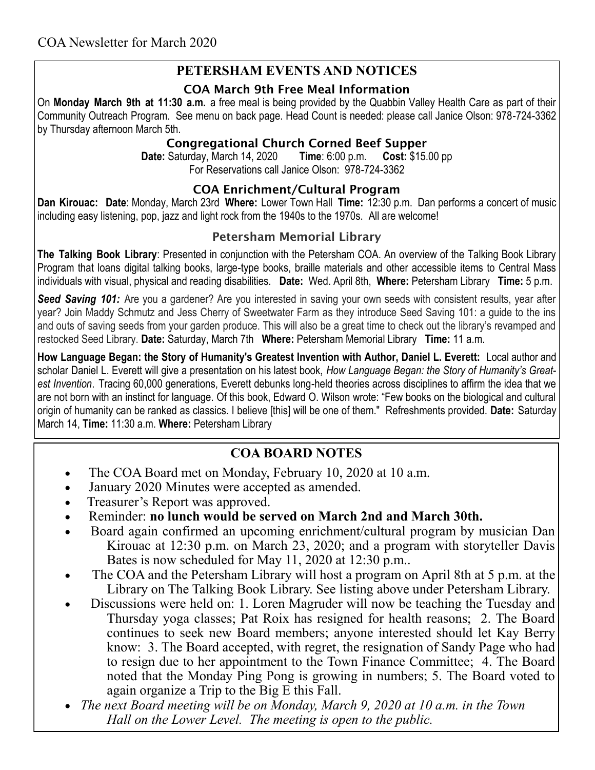COA Newsletter for March 2020

## PETERSHAM EVENTS AND NOTICES

### COA March 9th Free Meal Information

On **Monday March 9th at 11:30 a.m.** a free meal is being provided by the Quabbin Valley Health Care as part of their Community Outreach Program. See menu on back page. Head Count is needed: please call Janice Olson: 978-724-3362 by Thursday afternoon March 5th.

### Congregational Church Corned Beef Supper

**Date:** Saturday, March 14, 2020 **Time**: 6:00 p.m. **Cost:** $15.00 pp

For Reservations call Janice Olson: 978-724-3362

### COA Enrichment/Cultural Program

**Dan Kirouac: Date**: Monday, March 23rd **Where:** Lower Town Hall **Time:** 12:30 p.m. Dan performs a concert of music including easy listening, pop, jazz and light rock from the 1940s to the 1970s. All are welcome!

### Petersham Memorial Library

**The Talking Book Library**: Presented in conjunction with the Petersham COA. An overview of the Talking Book Library Program that loans digital talking books, large-type books, braille materials and other accessible items to Central Mass individuals with visual, physical and reading disabilities. **Date:** Wed. April 8th, **Where:** Petersham Library **Time:** 5 p.m.

***Seed Saving 101:*** Are you a gardener? Are you interested in saving your own seeds with consistent results, year after year? Join Maddy Schmutz and Jess Cherry of Sweetwater Farm as they introduce Seed Saving 101: a guide to the ins and outs of saving seeds from your garden produce. This will also be a great time to check out the library's revamped and restocked Seed Library. **Date:** Saturday, March 7th **Where:** Petersham Memorial Library **Time:** 11 a.m.

**How Language Began: the Story of Humanity's Greatest Invention with Author, Daniel L. Everett:** Local author and scholar Daniel L. Everett will give a presentation on his latest book, *How Language Began: the Story of Humanity's Greatest Invention*. Tracing 60,000 generations, Everett debunks long-held theories across disciplines to affirm the idea that we are not born with an instinct for language. Of this book, Edward O. Wilson wrote: "Few books on the biological and cultural origin of humanity can be ranked as classics. I believe [this] will be one of them." Refreshments provided. **Date:** Saturday March 14, **Time:** 11:30 a.m. **Where:** Petersham Library

## COA BOARD NOTES

- The COA Board met on Monday, February 10, 2020 at 10 a.m.
- January 2020 Minutes were accepted as amended.
- Treasurer's Report was approved.
- Reminder: **no lunch would be served on March 2nd and March 30th.**
- Board again confirmed an upcoming enrichment/cultural program by musician Dan Kirouac at 12:30 p.m. on March 23, 2020; and a program with storyteller Davis Bates is now scheduled for May 11, 2020 at 12:30 p.m..
- The COA and the Petersham Library will host a program on April 8th at 5 p.m. at the Library on The Talking Book Library. See listing above under Petersham Library.
- Discussions were held on: 1. Loren Magruder will now be teaching the Tuesday and Thursday yoga classes; Pat Roix has resigned for health reasons; 2. The Board continues to seek new Board members; anyone interested should let Kay Berry know: 3. The Board accepted, with regret, the resignation of Sandy Page who had to resign due to her appointment to the Town Finance Committee; 4. The Board noted that the Monday Ping Pong is growing in numbers; 5. The Board voted to again organize a Trip to the Big E this Fall.
- *The next Board meeting will be on Monday, March 9, 2020 at 10 a.m. in the Town Hall on the Lower Level. The meeting is open to the public.*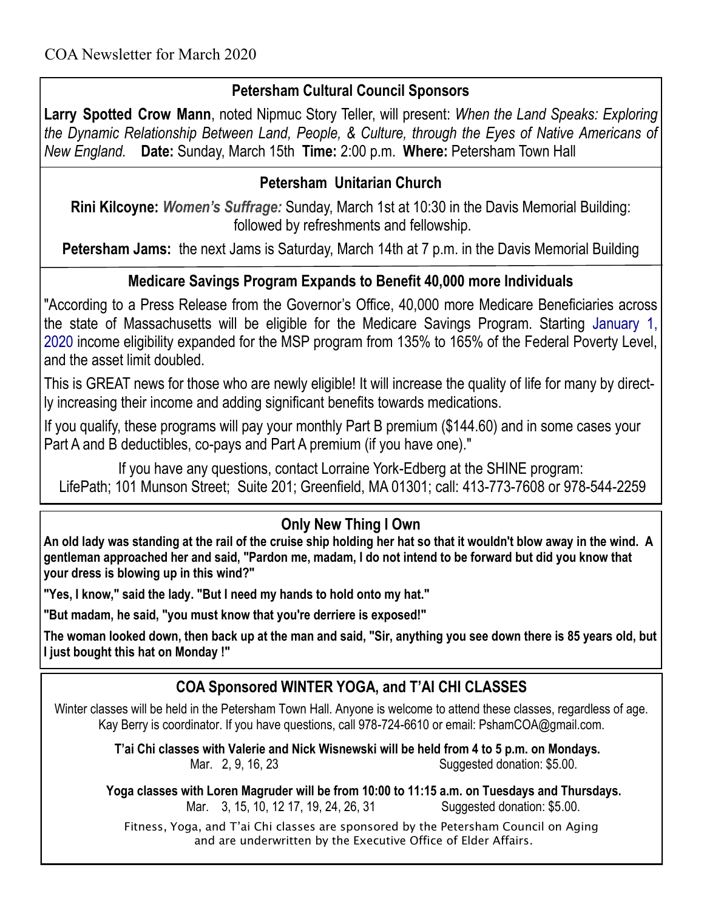COA Newsletter for March 2020

## Petersham Cultural Council Sponsors

**Larry Spotted Crow Mann**, noted Nipmuc Story Teller, will present: *When the Land Speaks: Exploring the Dynamic Relationship Between Land, People, & Culture, through the Eyes of Native Americans of New England.* **Date:** Sunday, March 15th **Time:** 2:00 p.m. **Where:** Petersham Town Hall

## Petersham Unitarian Church

**Rini Kilcoyne:** ***Women's Suffrage:*** Sunday, March 1st at 10:30 in the Davis Memorial Building: followed by refreshments and fellowship.

**Petersham Jams:** the next Jams is Saturday, March 14th at 7 p.m. in the Davis Memorial Building

## Medicare Savings Program Expands to Benefit 40,000 more Individuals

"According to a Press Release from the Governor's Office, 40,000 more Medicare Beneficiaries across the state of Massachusetts will be eligible for the Medicare Savings Program. Starting January 1, 2020 income eligibility expanded for the MSP program from 135% to 165% of the Federal Poverty Level, and the asset limit doubled.

This is GREAT news for those who are newly eligible! It will increase the quality of life for many by directly increasing their income and adding significant benefits towards medications.

If you qualify, these programs will pay your monthly Part B premium ($144.60) and in some cases your Part A and B deductibles, co-pays and Part A premium (if you have one)."

If you have any questions, contact Lorraine York-Edberg at the SHINE program:
LifePath; 101 Munson Street; Suite 201; Greenfield, MA 01301; call: 413-773-7608 or 978-544-2259

## Only New Thing I Own

**An old lady was standing at the rail of the cruise ship holding her hat so that it wouldn't blow away in the wind. A gentleman approached her and said, "Pardon me, madam, I do not intend to be forward but did you know that your dress is blowing up in this wind?"**

**"Yes, I know," said the lady. "But I need my hands to hold onto my hat."**

**"But madam, he said, "you must know that you're derriere is exposed!"**

**The woman looked down, then back up at the man and said, "Sir, anything you see down there is 85 years old, but I just bought this hat on Monday !"**

## COA Sponsored WINTER YOGA, and T'AI CHI CLASSES

Winter classes will be held in the Petersham Town Hall. Anyone is welcome to attend these classes, regardless of age. Kay Berry is coordinator. If you have questions, call 978-724-6610 or email: PshamCOA@gmail.com.

**T'ai Chi classes with Valerie and Nick Wisnewski will be held from 4 to 5 p.m. on Mondays.**
Mar. 2, 9, 16, 23 Suggested donation: $5.00.

**Yoga classes with Loren Magruder will be from 10:00 to 11:15 a.m. on Tuesdays and Thursdays.**
Mar. 3, 15, 10, 12 17, 19, 24, 26, 31 Suggested donation: $5.00.

Fitness, Yoga, and T'ai Chi classes are sponsored by the Petersham Council on Aging and are underwritten by the Executive Office of Elder Affairs.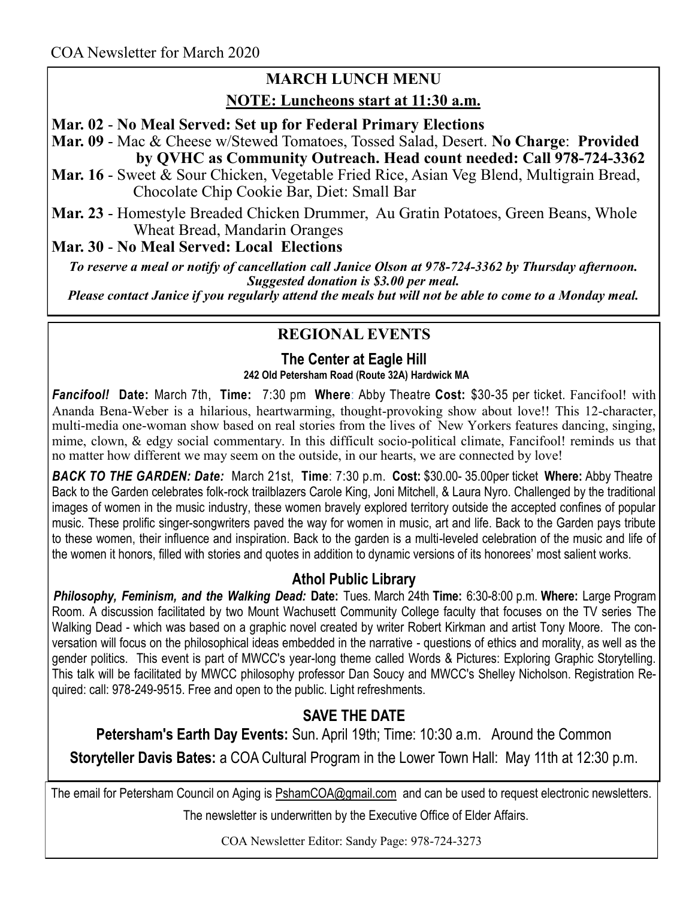COA Newsletter for March 2020

## MARCH LUNCH MENU

**NOTE: Luncheons start at 11:30 a.m.**

**Mar. 02** - **No Meal Served: Set up for Federal Primary Elections**

**Mar. 09** - Mac & Cheese w/Stewed Tomatoes, Tossed Salad, Desert. **No Charge**: **Provided by QVHC as Community Outreach. Head count needed: Call 978-724-3362**

**Mar. 16** - Sweet & Sour Chicken, Vegetable Fried Rice, Asian Veg Blend, Multigrain Bread, Chocolate Chip Cookie Bar, Diet: Small Bar

**Mar. 23** - Homestyle Breaded Chicken Drummer, Au Gratin Potatoes, Green Beans, Whole Wheat Bread, Mandarin Oranges

**Mar. 30** - **No Meal Served: Local Elections**

***To reserve a meal or notify of cancellation call Janice Olson at 978-724-3362 by Thursday afternoon. Suggested donation is $3.00 per meal.***

***Please contact Janice if you regularly attend the meals but will not be able to come to a Monday meal.***

## REGIONAL EVENTS

### The Center at Eagle Hill

**242 Old Petersham Road (Route 32A) Hardwick MA**

***Fancifool!*** **Date:** March 7th, **Time:** 7:30 pm **Where**: Abby Theatre **Cost:** $30-35 per ticket. Fancifool! with Ananda Bena-Weber is a hilarious, heartwarming, thought-provoking show about love!! This 12-character, multi-media one-woman show based on real stories from the lives of New Yorkers features dancing, singing, mime, clown, & edgy social commentary. In this difficult socio-political climate, Fancifool! reminds us that no matter how different we may seem on the outside, in our hearts, we are connected by love!

***BACK TO THE GARDEN: Date:*** March 21st, **Time**: 7:30 p.m. **Cost:** $30.00- 35.00per ticket **Where:** Abby Theatre Back to the Garden celebrates folk-rock trailblazers Carole King, Joni Mitchell, & Laura Nyro. Challenged by the traditional images of women in the music industry, these women bravely explored territory outside the accepted confines of popular music. These prolific singer-songwriters paved the way for women in music, art and life. Back to the Garden pays tribute to these women, their influence and inspiration. Back to the garden is a multi-leveled celebration of the music and life of the women it honors, filled with stories and quotes in addition to dynamic versions of its honorees' most salient works.

### Athol Public Library

***Philosophy, Feminism, and the Walking Dead:*** **Date:** Tues. March 24th **Time:** 6:30-8:00 p.m. **Where:** Large Program Room. A discussion facilitated by two Mount Wachusett Community College faculty that focuses on the TV series The Walking Dead - which was based on a graphic novel created by writer Robert Kirkman and artist Tony Moore. The conversation will focus on the philosophical ideas embedded in the narrative - questions of ethics and morality, as well as the gender politics. This event is part of MWCC's year-long theme called Words & Pictures: Exploring Graphic Storytelling. This talk will be facilitated by MWCC philosophy professor Dan Soucy and MWCC's Shelley Nicholson. Registration Required: call: 978-249-9515. Free and open to the public. Light refreshments.

### SAVE THE DATE

**Petersham's Earth Day Events:** Sun. April 19th; Time: 10:30 a.m. Around the Common

**Storyteller Davis Bates:** a COA Cultural Program in the Lower Town Hall: May 11th at 12:30 p.m.

The email for Petersham Council on Aging is PshamCOA@gmail.com and can be used to request electronic newsletters.

The newsletter is underwritten by the Executive Office of Elder Affairs.

COA Newsletter Editor: Sandy Page: 978-724-3273